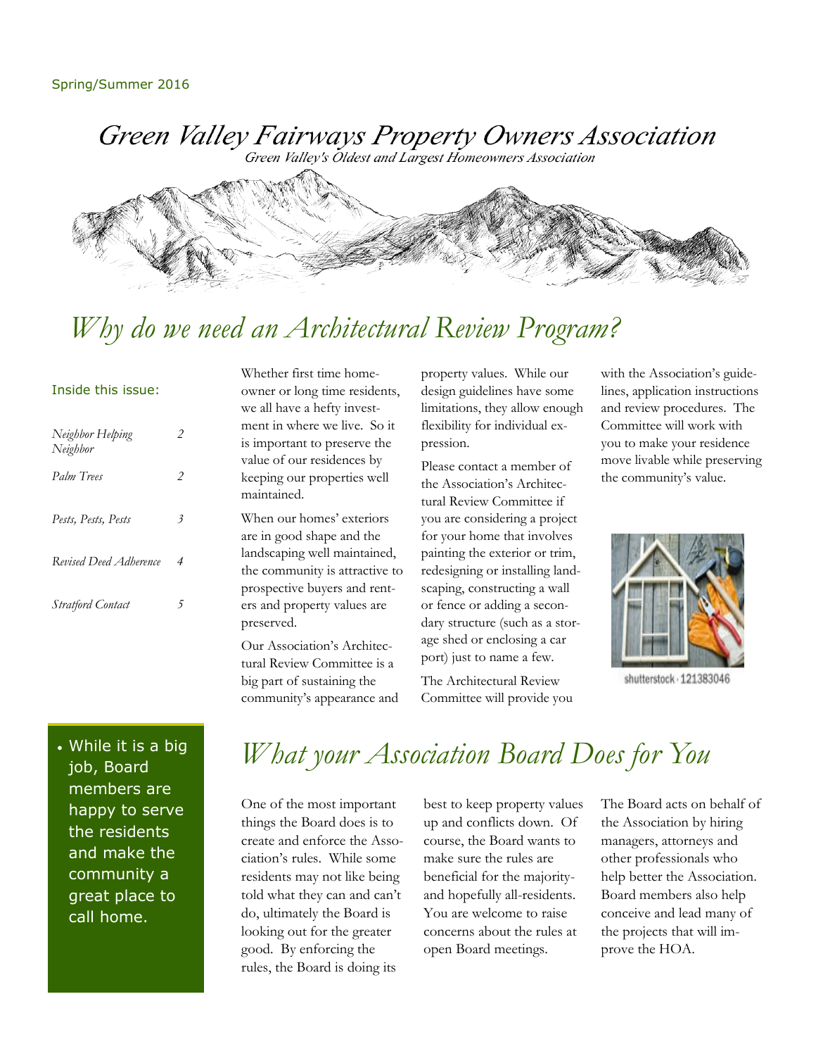Spring/Summer 2016

# Green Valley Fairways Property Owners Association

*Green Valley's Oldest and Largest Homeowners Association*

## Why do we need an Architectural Review Program?

**Inside this issue:**

| | |
|---|---|
| *Neighbor Helping Neighbor* | 2 |
| *Palm Trees* | 2 |
| *Pests, Pests, Pests* | 3 |
| *Revised Deed Adherence* | 4 |
| *Stratford Contact* | 5 |

Whether first time homeowner or long time residents, we all have a hefty investment in where we live. So it is important to preserve the value of our residences by keeping our properties well maintained.

When our homes' exteriors are in good shape and the landscaping well maintained, the community is attractive to prospective buyers and renters and property values are preserved.

Our Association's Architectural Review Committee is a big part of sustaining the community's appearance and property values. While our design guidelines have some limitations, they allow enough flexibility for individual expression.

Please contact a member of the Association's Architectural Review Committee if you are considering a project for your home that involves painting the exterior or trim, redesigning or installing landscaping, constructing a wall or fence or adding a secondary structure (such as a storage shed or enclosing a car port) just to name a few.

The Architectural Review Committee will provide you with the Association's guidelines, application instructions and review procedures. The Committee will work with you to make your residence move livable while preserving the community's value.

shutterstock · 121383046

- While it is a big job, Board members are happy to serve the residents and make the community a great place to call home.

## What your Association Board Does for You

One of the most important things the Board does is to create and enforce the Association's rules. While some residents may not like being told what they can and can't do, ultimately the Board is looking out for the greater good. By enforcing the rules, the Board is doing its best to keep property values up and conflicts down. Of course, the Board wants to make sure the rules are beneficial for the majority-and hopefully all-residents. You are welcome to raise concerns about the rules at open Board meetings.

The Board acts on behalf of the Association by hiring managers, attorneys and other professionals who help better the Association. Board members also help conceive and lead many of the projects that will improve the HOA.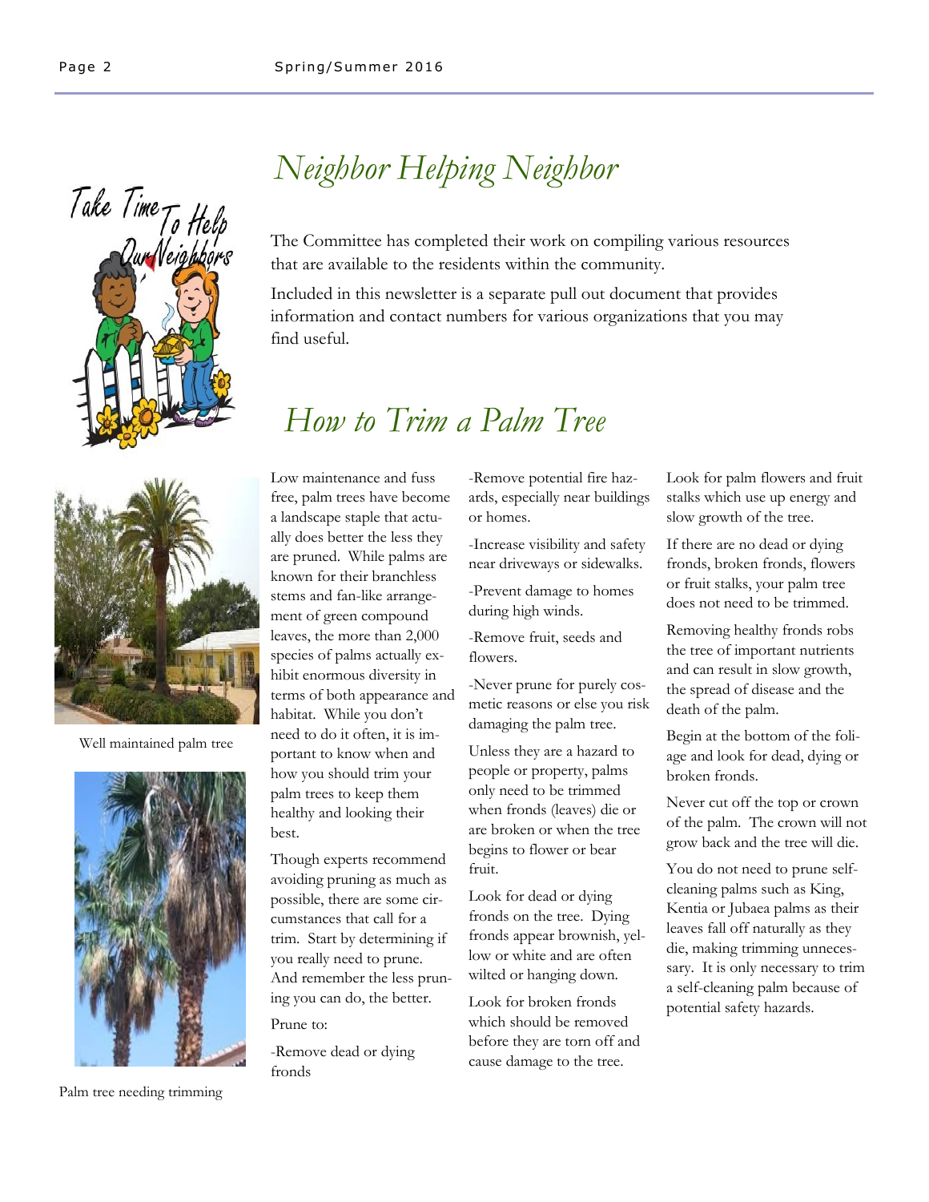# Neighbor Helping Neighbor

The Committee has completed their work on compiling various resources that are available to the residents within the community.

Included in this newsletter is a separate pull out document that provides information and contact numbers for various organizations that you may find useful.

# How to Trim a Palm Tree

Well maintained palm tree

Palm tree needing trimming

Low maintenance and fuss free, palm trees have become a landscape staple that actually does better the less they are pruned. While palms are known for their branchless stems and fan-like arrangement of green compound leaves, the more than 2,000 species of palms actually exhibit enormous diversity in terms of both appearance and habitat. While you don't need to do it often, it is important to know when and how you should trim your palm trees to keep them healthy and looking their best.

Though experts recommend avoiding pruning as much as possible, there are some circumstances that call for a trim. Start by determining if you really need to prune. And remember the less pruning you can do, the better.

Prune to:

-Remove dead or dying fronds

-Remove potential fire hazards, especially near buildings or homes.

-Increase visibility and safety near driveways or sidewalks.

-Prevent damage to homes during high winds.

-Remove fruit, seeds and flowers.

-Never prune for purely cosmetic reasons or else you risk damaging the palm tree.

Unless they are a hazard to people or property, palms only need to be trimmed when fronds (leaves) die or are broken or when the tree begins to flower or bear fruit.

Look for dead or dying fronds on the tree. Dying fronds appear brownish, yellow or white and are often wilted or hanging down.

Look for broken fronds which should be removed before they are torn off and cause damage to the tree.

Look for palm flowers and fruit stalks which use up energy and slow growth of the tree.

If there are no dead or dying fronds, broken fronds, flowers or fruit stalks, your palm tree does not need to be trimmed.

Removing healthy fronds robs the tree of important nutrients and can result in slow growth, the spread of disease and the death of the palm.

Begin at the bottom of the foliage and look for dead, dying or broken fronds.

Never cut off the top or crown of the palm. The crown will not grow back and the tree will die.

You do not need to prune self-cleaning palms such as King, Kentia or Jubaea palms as their leaves fall off naturally as they die, making trimming unnecessary. It is only necessary to trim a self-cleaning palm because of potential safety hazards.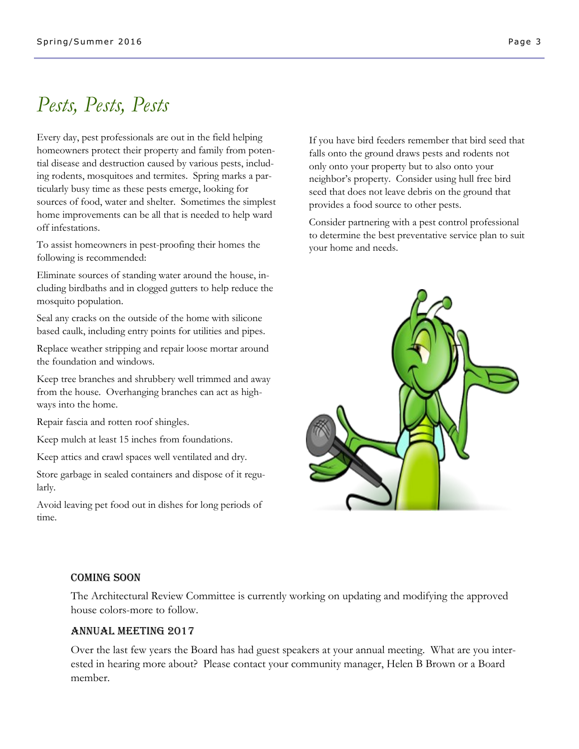# Pests, Pests, Pests

Every day, pest professionals are out in the field helping homeowners protect their property and family from potential disease and destruction caused by various pests, including rodents, mosquitoes and termites. Spring marks a particularly busy time as these pests emerge, looking for sources of food, water and shelter. Sometimes the simplest home improvements can be all that is needed to help ward off infestations.

To assist homeowners in pest-proofing their homes the following is recommended:

Eliminate sources of standing water around the house, including birdbaths and in clogged gutters to help reduce the mosquito population.

Seal any cracks on the outside of the home with silicone based caulk, including entry points for utilities and pipes.

Replace weather stripping and repair loose mortar around the foundation and windows.

Keep tree branches and shrubbery well trimmed and away from the house. Overhanging branches can act as highways into the home.

Repair fascia and rotten roof shingles.

Keep mulch at least 15 inches from foundations.

Keep attics and crawl spaces well ventilated and dry.

Store garbage in sealed containers and dispose of it regularly.

Avoid leaving pet food out in dishes for long periods of time.

If you have bird feeders remember that bird seed that falls onto the ground draws pests and rodents not only onto your property but to also onto your neighbor's property. Consider using hull free bird seed that does not leave debris on the ground that provides a food source to other pests.

Consider partnering with a pest control professional to determine the best preventative service plan to suit your home and needs.

### Coming Soon

The Architectural Review Committee is currently working on updating and modifying the approved house colors-more to follow.

### Annual Meeting 2017

Over the last few years the Board has had guest speakers at your annual meeting. What are you interested in hearing more about? Please contact your community manager, Helen B Brown or a Board member.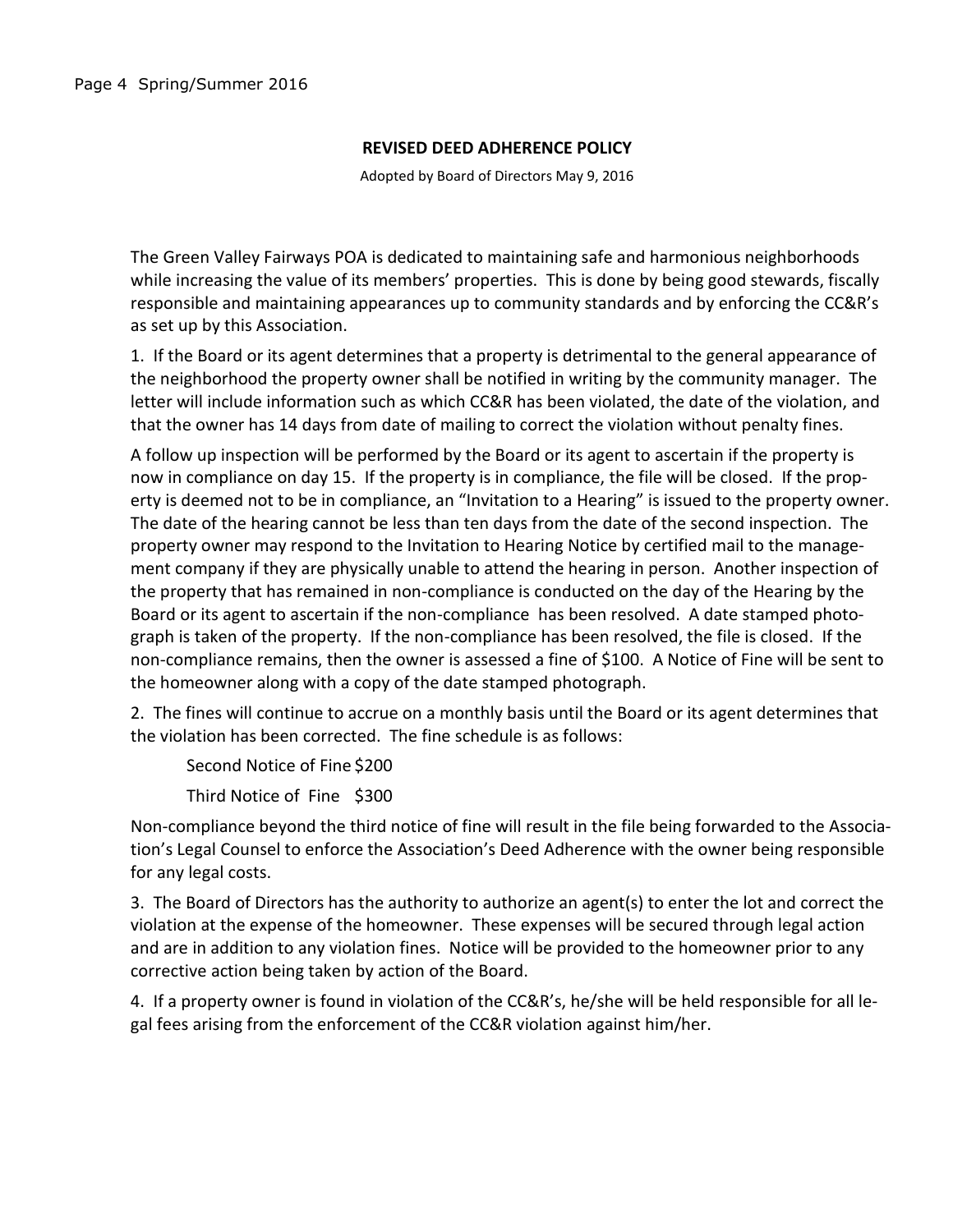## REVISED DEED ADHERENCE POLICY

Adopted by Board of Directors May 9, 2016

The Green Valley Fairways POA is dedicated to maintaining safe and harmonious neighborhoods while increasing the value of its members' properties. This is done by being good stewards, fiscally responsible and maintaining appearances up to community standards and by enforcing the CC&R's as set up by this Association.

1. If the Board or its agent determines that a property is detrimental to the general appearance of the neighborhood the property owner shall be notified in writing by the community manager. The letter will include information such as which CC&R has been violated, the date of the violation, and that the owner has 14 days from date of mailing to correct the violation without penalty fines.

A follow up inspection will be performed by the Board or its agent to ascertain if the property is now in compliance on day 15. If the property is in compliance, the file will be closed. If the property is deemed not to be in compliance, an "Invitation to a Hearing" is issued to the property owner. The date of the hearing cannot be less than ten days from the date of the second inspection. The property owner may respond to the Invitation to Hearing Notice by certified mail to the management company if they are physically unable to attend the hearing in person. Another inspection of the property that has remained in non-compliance is conducted on the day of the Hearing by the Board or its agent to ascertain if the non-compliance has been resolved. A date stamped photograph is taken of the property. If the non-compliance has been resolved, the file is closed. If the non-compliance remains, then the owner is assessed a fine of $100. A Notice of Fine will be sent to the homeowner along with a copy of the date stamped photograph.

2. The fines will continue to accrue on a monthly basis until the Board or its agent determines that the violation has been corrected. The fine schedule is as follows:

Second Notice of Fine $200

Third Notice of Fine $300

Non-compliance beyond the third notice of fine will result in the file being forwarded to the Association's Legal Counsel to enforce the Association's Deed Adherence with the owner being responsible for any legal costs.

3. The Board of Directors has the authority to authorize an agent(s) to enter the lot and correct the violation at the expense of the homeowner. These expenses will be secured through legal action and are in addition to any violation fines. Notice will be provided to the homeowner prior to any corrective action being taken by action of the Board.

4. If a property owner is found in violation of the CC&R's, he/she will be held responsible for all legal fees arising from the enforcement of the CC&R violation against him/her.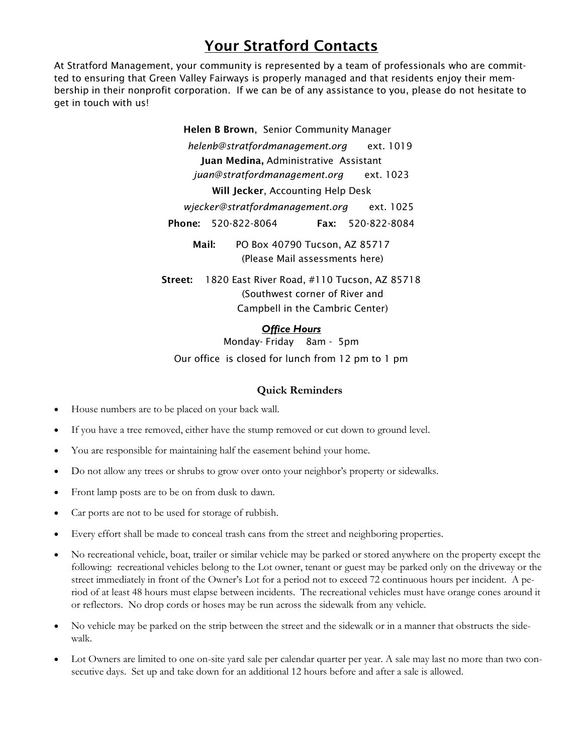# Your Stratford Contacts

At Stratford Management, your community is represented by a team of professionals who are committed to ensuring that Green Valley Fairways is properly managed and that residents enjoy their membership in their nonprofit corporation. If we can be of any assistance to you, please do not hesitate to get in touch with us!

**Helen B Brown**, Senior Community Manager

*helenb@stratfordmanagement.org* ext. 1019

**Juan Medina,** Administrative Assistant

*juan@stratfordmanagement.org* ext. 1023

**Will Jecker**, Accounting Help Desk

*wjecker@stratfordmanagement.org* ext. 1025

**Phone:** 520-822-8064 **Fax:** 520-822-8084

**Mail:** PO Box 40790 Tucson, AZ 85717
(Please Mail assessments here)

**Street:** 1820 East River Road, #110 Tucson, AZ 85718
(Southwest corner of River and
Campbell in the Cambric Center)

***Office Hours***

Monday- Friday 8am - 5pm

Our office is closed for lunch from 12 pm to 1 pm

### Quick Reminders

- House numbers are to be placed on your back wall.
- If you have a tree removed, either have the stump removed or cut down to ground level.
- You are responsible for maintaining half the easement behind your home.
- Do not allow any trees or shrubs to grow over onto your neighbor's property or sidewalks.
- Front lamp posts are to be on from dusk to dawn.
- Car ports are not to be used for storage of rubbish.
- Every effort shall be made to conceal trash cans from the street and neighboring properties.
- No recreational vehicle, boat, trailer or similar vehicle may be parked or stored anywhere on the property except the following: recreational vehicles belong to the Lot owner, tenant or guest may be parked only on the driveway or the street immediately in front of the Owner's Lot for a period not to exceed 72 continuous hours per incident. A period of at least 48 hours must elapse between incidents. The recreational vehicles must have orange cones around it or reflectors. No drop cords or hoses may be run across the sidewalk from any vehicle.
- No vehicle may be parked on the strip between the street and the sidewalk or in a manner that obstructs the sidewalk.
- Lot Owners are limited to one on-site yard sale per calendar quarter per year. A sale may last no more than two consecutive days. Set up and take down for an additional 12 hours before and after a sale is allowed.